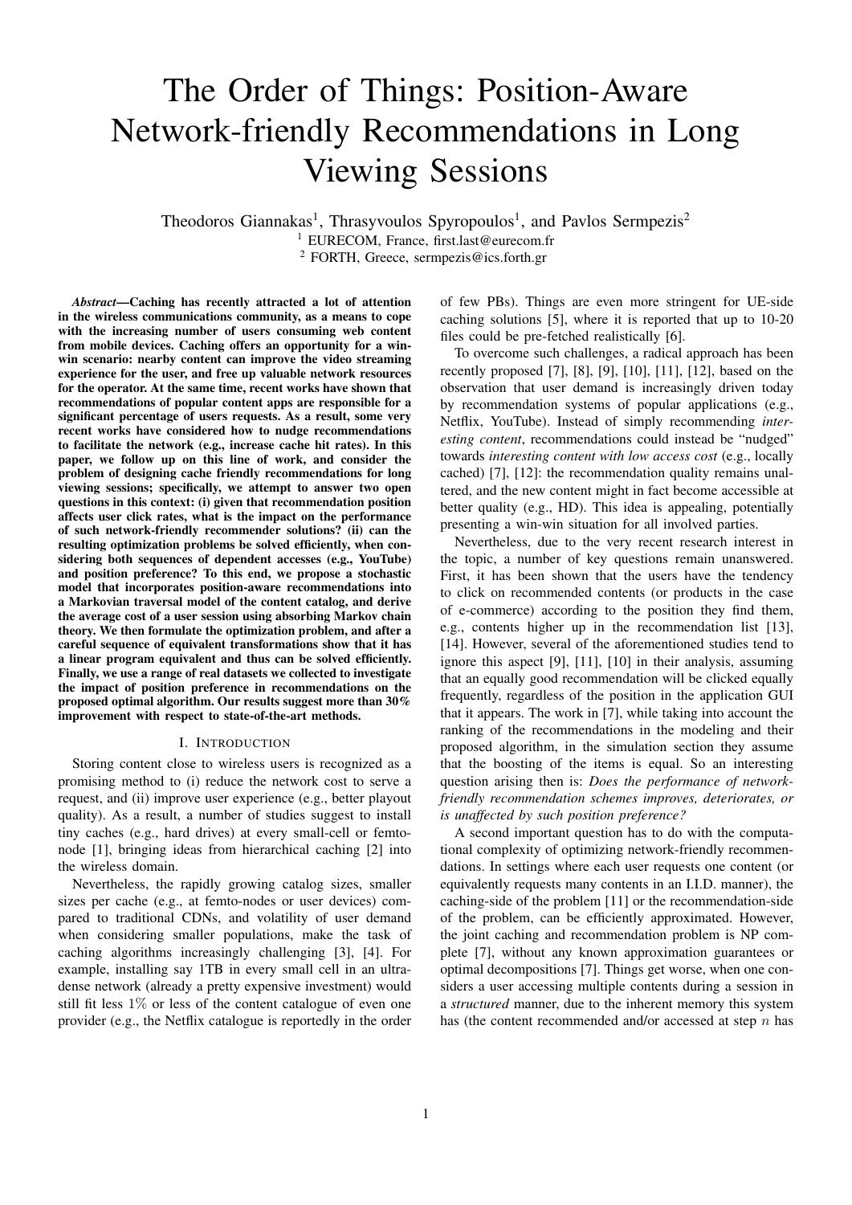# The Order of Things: Position-Aware Network-friendly Recommendations in Long Viewing Sessions

Theodoros Giannakas[1], Thrasyvoulos Spyropoulos[1], and Pavlos Sermpezis[2]

[1] EURECOM, France, first.last@eurecom.fr

[2] FORTH, Greece, sermpezis@ics.forth.gr

***Abstract*—Caching has recently attracted a lot of attention in the wireless communications community, as a means to cope with the increasing number of users consuming web content from mobile devices. Caching offers an opportunity for a win-win scenario: nearby content can improve the video streaming experience for the user, and free up valuable network resources for the operator. At the same time, recent works have shown that recommendations of popular content apps are responsible for a significant percentage of users requests. As a result, some very recent works have considered how to nudge recommendations to facilitate the network (e.g., increase cache hit rates). In this paper, we follow up on this line of work, and consider the problem of designing cache friendly recommendations for long viewing sessions; specifically, we attempt to answer two open questions in this context: (i) given that recommendation position affects user click rates, what is the impact on the performance of such network-friendly recommender solutions? (ii) can the resulting optimization problems be solved efficiently, when considering both sequences of dependent accesses (e.g., YouTube) and position preference? To this end, we propose a stochastic model that incorporates position-aware recommendations into a Markovian traversal model of the content catalog, and derive the average cost of a user session using absorbing Markov chain theory. We then formulate the optimization problem, and after a careful sequence of equivalent transformations show that it has a linear program equivalent and thus can be solved efficiently. Finally, we use a range of real datasets we collected to investigate the impact of position preference in recommendations on the proposed optimal algorithm. Our results suggest more than 30% improvement with respect to state-of-the-art methods.**

## I. Introduction

Storing content close to wireless users is recognized as a promising method to (i) reduce the network cost to serve a request, and (ii) improve user experience (e.g., better playout quality). As a result, a number of studies suggest to install tiny caches (e.g., hard drives) at every small-cell or femto-node [1], bringing ideas from hierarchical caching [2] into the wireless domain.

Nevertheless, the rapidly growing catalog sizes, smaller sizes per cache (e.g., at femto-nodes or user devices) compared to traditional CDNs, and volatility of user demand when considering smaller populations, make the task of caching algorithms increasingly challenging [3], [4]. For example, installing say 1TB in every small cell in an ultra-dense network (already a pretty expensive investment) would still fit less $1\%$ or less of the content catalogue of even one provider (e.g., the Netflix catalogue is reportedly in the order of few PBs). Things are even more stringent for UE-side caching solutions [5], where it is reported that up to 10-20 files could be pre-fetched realistically [6].

To overcome such challenges, a radical approach has been recently proposed [7], [8], [9], [10], [11], [12], based on the observation that user demand is increasingly driven today by recommendation systems of popular applications (e.g., Netflix, YouTube). Instead of simply recommending *interesting content*, recommendations could instead be "nudged" towards *interesting content with low access cost* (e.g., locally cached) [7], [12]: the recommendation quality remains unaltered, and the new content might in fact become accessible at better quality (e.g., HD). This idea is appealing, potentially presenting a win-win situation for all involved parties.

Nevertheless, due to the very recent research interest in the topic, a number of key questions remain unanswered. First, it has been shown that the users have the tendency to click on recommended contents (or products in the case of e-commerce) according to the position they find them, e.g., contents higher up in the recommendation list [13], [14]. However, several of the aforementioned studies tend to ignore this aspect [9], [11], [10] in their analysis, assuming that an equally good recommendation will be clicked equally frequently, regardless of the position in the application GUI that it appears. The work in [7], while taking into account the ranking of the recommendations in the modeling and their proposed algorithm, in the simulation section they assume that the boosting of the items is equal. So an interesting question arising then is: *Does the performance of network-friendly recommendation schemes improves, deteriorates, or is unaffected by such position preference?*

A second important question has to do with the computational complexity of optimizing network-friendly recommendations. In settings where each user requests one content (or equivalently requests many contents in an I.I.D. manner), the caching-side of the problem [11] or the recommendation-side of the problem, can be efficiently approximated. However, the joint caching and recommendation problem is NP complete [7], without any known approximation guarantees or optimal decompositions [7]. Things get worse, when one considers a user accessing multiple contents during a session in a *structured* manner, due to the inherent memory this system has (the content recommended and/or accessed at step $n$ has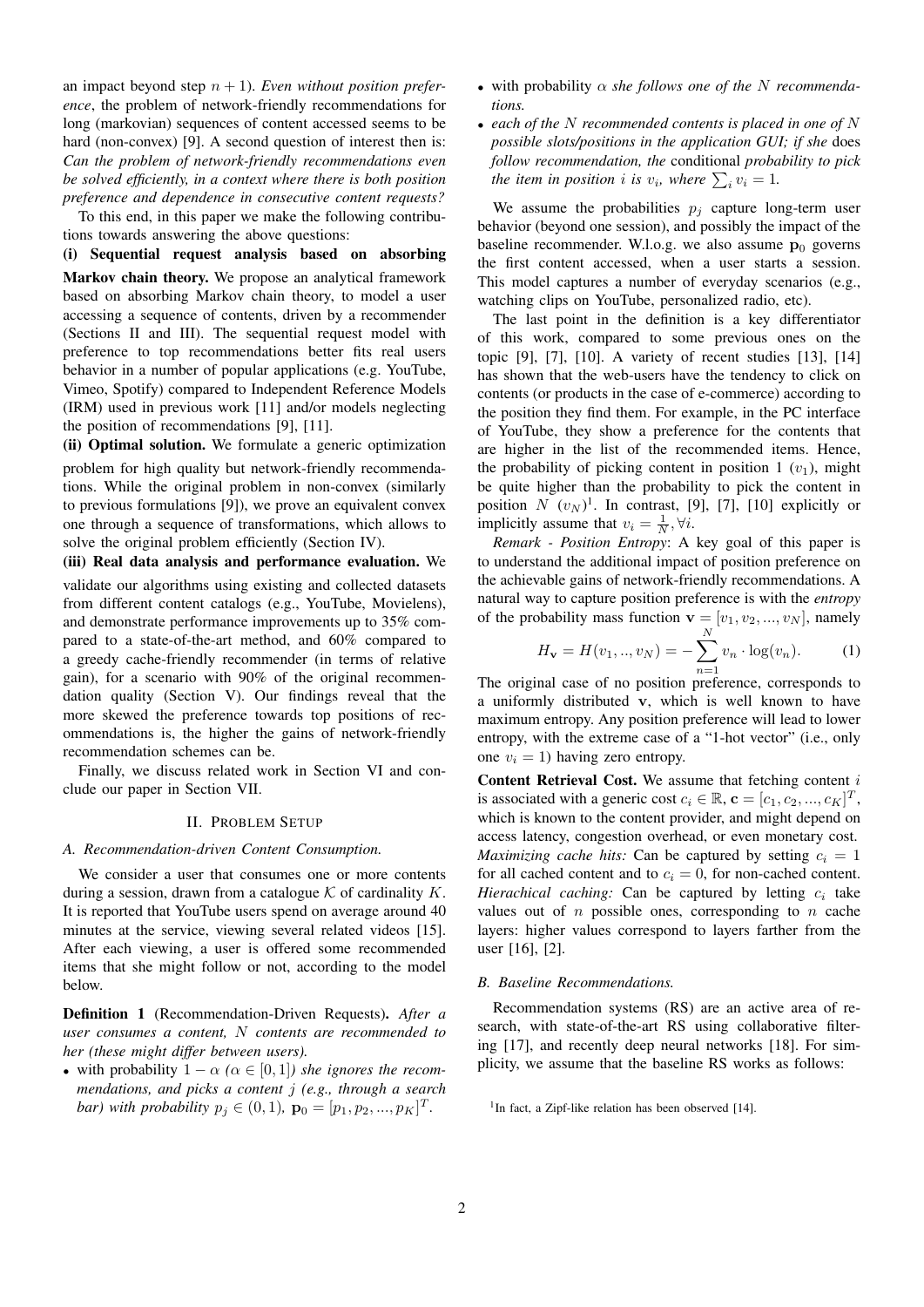an impact beyond step $n+1$). *Even without position preference*, the problem of network-friendly recommendations for long (markovian) sequences of content accessed seems to be hard (non-convex) [9]. A second question of interest then is: *Can the problem of network-friendly recommendations even be solved efficiently, in a context where there is both position preference and dependence in consecutive content requests?*

To this end, in this paper we make the following contributions towards answering the above questions:

**(i) Sequential request analysis based on absorbing Markov chain theory.** We propose an analytical framework based on absorbing Markov chain theory, to model a user accessing a sequence of contents, driven by a recommender (Sections II and III). The sequential request model with preference to top recommendations better fits real users behavior in a number of popular applications (e.g. YouTube, Vimeo, Spotify) compared to Independent Reference Models (IRM) used in previous work [11] and/or models neglecting the position of recommendations [9], [11].

**(ii) Optimal solution.** We formulate a generic optimization problem for high quality but network-friendly recommendations. While the original problem in non-convex (similarly to previous formulations [9]), we prove an equivalent convex one through a sequence of transformations, which allows to solve the original problem efficiently (Section IV).

**(iii) Real data analysis and performance evaluation.** We validate our algorithms using existing and collected datasets from different content catalogs (e.g., YouTube, Movielens), and demonstrate performance improvements up to 35% compared to a state-of-the-art method, and 60% compared to a greedy cache-friendly recommender (in terms of relative gain), for a scenario with 90% of the original recommendation quality (Section V). Our findings reveal that the more skewed the preference towards top positions of recommendations is, the higher the gains of network-friendly recommendation schemes can be.

Finally, we discuss related work in Section VI and conclude our paper in Section VII.

## II. Problem Setup

### A. Recommendation-driven Content Consumption.

We consider a user that consumes one or more contents during a session, drawn from a catalogue $\mathcal{K}$ of cardinality $K$. It is reported that YouTube users spend on average around 40 minutes at the service, viewing several related videos [15]. After each viewing, a user is offered some recommended items that she might follow or not, according to the model below.

**Definition 1** (Recommendation-Driven Requests)**.** *After a user consumes a content, $N$ contents are recommended to her (these might differ between users).*

- with probability $1-\alpha$ *($\alpha \in [0,1]$) she ignores the recommendations, and picks a content $j$ (e.g., through a search bar) with probability $p_j \in (0,1)$, $\mathbf{p}_0 = [p_1, p_2, ..., p_K]^T$.*
- with probability $\alpha$ *she follows one of the $N$ recommendations.*
- *each of the $N$ recommended contents is placed in one of $N$ possible slots/positions in the application GUI; if she* does *follow recommendation, the* conditional *probability to pick the item in position $i$ is $v_i$, where $\sum_i v_i = 1$.*

We assume the probabilities $p_j$ capture long-term user behavior (beyond one session), and possibly the impact of the baseline recommender. W.l.o.g. we also assume $\mathbf{p}_0$ governs the first content accessed, when a user starts a session. This model captures a number of everyday scenarios (e.g., watching clips on YouTube, personalized radio, etc).

The last point in the definition is a key differentiator of this work, compared to some previous ones on the topic [9], [7], [10]. A variety of recent studies [13], [14] has shown that the web-users have the tendency to click on contents (or products in the case of e-commerce) according to the position they find them. For example, in the PC interface of YouTube, they show a preference for the contents that are higher in the list of the recommended items. Hence, the probability of picking content in position 1 ($v_1$), might be quite higher than the probability to pick the content in position $N$ ($v_N$)[1]. In contrast, [9], [7], [10] explicitly or implicitly assume that $v_i = \frac{1}{N}, \forall i$.

*Remark - Position Entropy*: A key goal of this paper is to understand the additional impact of position preference on the achievable gains of network-friendly recommendations. A natural way to capture position preference is with the *entropy* of the probability mass function $\mathbf{v} = [v_1, v_2, ..., v_N]$, namely

$$H_{\mathbf{v}} = H(v_1, .., v_N) = -\sum_{n=1}^{N} v_n \cdot \log(v_n). \qquad (1)$$

The original case of no position preference, corresponds to a uniformly distributed $\mathbf{v}$, which is well known to have maximum entropy. Any position preference will lead to lower entropy, with the extreme case of a "1-hot vector" (i.e., only one $v_i = 1$) having zero entropy.

**Content Retrieval Cost.** We assume that fetching content $i$ is associated with a generic cost $c_i \in \mathbb{R}$, $\mathbf{c} = [c_1, c_2, ..., c_K]^T$, which is known to the content provider, and might depend on access latency, congestion overhead, or even monetary cost. *Maximizing cache hits:* Can be captured by setting $c_i = 1$ for all cached content and to $c_i = 0$, for non-cached content. *Hierachical caching:* Can be captured by letting $c_i$ take values out of $n$ possible ones, corresponding to $n$ cache layers: higher values correspond to layers farther from the user [16], [2].

### B. Baseline Recommendations.

Recommendation systems (RS) are an active area of research, with state-of-the-art RS using collaborative filtering [17], and recently deep neural networks [18]. For simplicity, we assume that the baseline RS works as follows:

[1] In fact, a Zipf-like relation has been observed [14].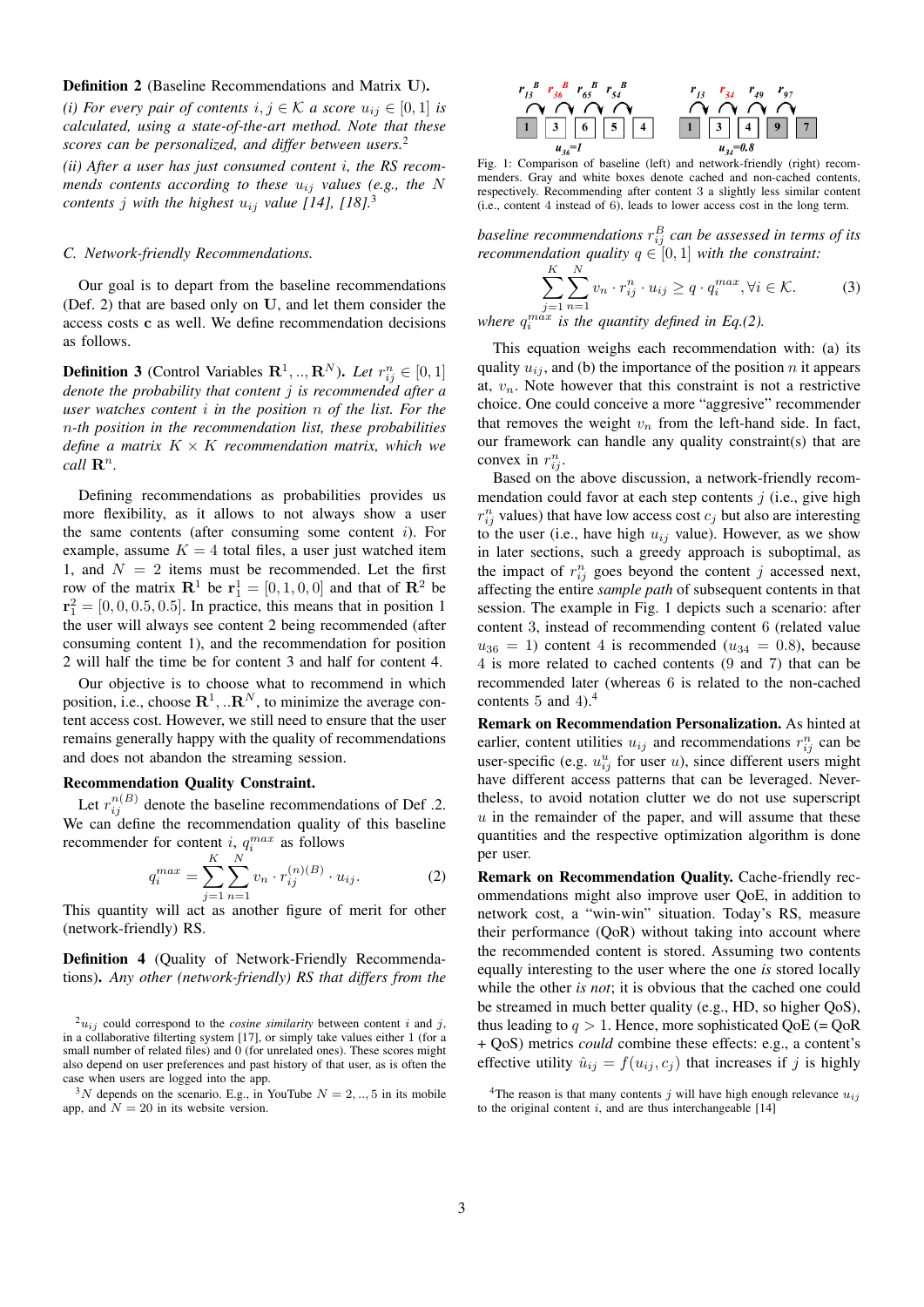**Definition 2** (Baseline Recommendations and Matrix $\mathbf{U}$)**.**

*(i) For every pair of contents $i, j \in \mathcal{K}$ a score $u_{ij} \in [0,1]$ is calculated, using a state-of-the-art method. Note that these scores can be personalized, and differ between users.*[2]

*(ii) After a user has just consumed content $i$, the RS recommends contents according to these $u_{ij}$ values (e.g., the $N$ contents $j$ with the highest $u_{ij}$ value [14], [18].*[3]

### C. Network-friendly Recommendations.

Our goal is to depart from the baseline recommendations (Def. 2) that are based only on $\mathbf{U}$, and let them consider the access costs $\mathbf{c}$ as well. We define recommendation decisions as follows.

**Definition 3** (Control Variables $\mathbf{R}^1, .., \mathbf{R}^N$)**.** *Let $r_{ij}^n \in [0,1]$ denote the probability that content $j$ is recommended after a user watches content $i$ in the position $n$ of the list. For the $n$-th position in the recommendation list, these probabilities define a matrix $K \times K$ recommendation matrix, which we call $\mathbf{R}^n$.*

Defining recommendations as probabilities provides us more flexibility, as it allows to not always show a user the same contents (after consuming some content $i$). For example, assume $K = 4$ total files, a user just watched item 1, and $N = 2$ items must be recommended. Let the first row of the matrix $\mathbf{R}^1$ be $\mathbf{r}_1^1 = [0, 1, 0, 0]$ and that of $\mathbf{R}^2$ be $\mathbf{r}_1^2 = [0, 0, 0.5, 0.5]$. In practice, this means that in position 1 the user will always see content 2 being recommended (after consuming content 1), and the recommendation for position 2 will half the time be for content 3 and half for content 4.

Our objective is to choose what to recommend in which position, i.e., choose $\mathbf{R}^1, ..\mathbf{R}^N$, to minimize the average content access cost. However, we still need to ensure that the user remains generally happy with the quality of recommendations and does not abandon the streaming session.

**Recommendation Quality Constraint.**

Let $r_{ij}^{n(B)}$ denote the baseline recommendations of Def .2. We can define the recommendation quality of this baseline recommender for content $i$, $q_i^{max}$ as follows

$$q_i^{max} = \sum_{j=1}^{K} \sum_{n=1}^{N} v_n \cdot r_{ij}^{(n)(B)} \cdot u_{ij}. \tag{2}$$

This quantity will act as another figure of merit for other (network-friendly) RS.

**Definition 4** (Quality of Network-Friendly Recommendations)**.** *Any other (network-friendly) RS that differs from the baseline recommendations $r_{ij}^B$ can be assessed in terms of its recommendation quality $q \in [0,1]$ with the constraint:*

$$\sum_{j=1}^{K} \sum_{n=1}^{N} v_n \cdot r_{ij}^n \cdot u_{ij} \geq q \cdot q_i^{max}, \forall i \in \mathcal{K}. \tag{3}$$

*where $q_i^{max}$ is the quantity defined in Eq.(2).*

Fig. 1: Comparison of baseline (left) and network-friendly (right) recommenders. Gray and white boxes denote cached and non-cached contents, respectively. Recommending after content 3 a slightly less similar content (i.e., content 4 instead of 6), leads to lower access cost in the long term.

This equation weighs each recommendation with: (a) its quality $u_{ij}$, and (b) the importance of the position $n$ it appears at, $v_n$. Note however that this constraint is not a restrictive choice. One could conceive a more "aggresive" recommender that removes the weight $v_n$ from the left-hand side. In fact, our framework can handle any quality constraint(s) that are convex in $r_{ij}^n$.

Based on the above discussion, a network-friendly recommendation could favor at each step contents $j$ (i.e., give high $r_{ij}^n$ values) that have low access cost $c_j$ but also are interesting to the user (i.e., have high $u_{ij}$ value). However, as we show in later sections, such a greedy approach is suboptimal, as the impact of $r_{ij}^n$ goes beyond the content $j$ accessed next, affecting the entire *sample path* of subsequent contents in that session. The example in Fig. 1 depicts such a scenario: after content 3, instead of recommending content 6 (related value $u_{36} = 1$) content 4 is recommended ($u_{34} = 0.8$), because 4 is more related to cached contents (9 and 7) that can be recommended later (whereas 6 is related to the non-cached contents 5 and 4).[4]

**Remark on Recommendation Personalization.** As hinted at earlier, content utilities $u_{ij}$ and recommendations $r_{ij}^n$ can be user-specific (e.g. $u_{ij}^u$ for user $u$), since different users might have different access patterns that can be leveraged. Nevertheless, to avoid notation clutter we do not use superscript $u$ in the remainder of the paper, and will assume that these quantities and the respective optimization algorithm is done per user.

**Remark on Recommendation Quality.** Cache-friendly recommendations might also improve user QoE, in addition to network cost, a "win-win" situation. Today's RS, measure their performance (QoR) without taking into account where the recommended content is stored. Assuming two contents equally interesting to the user where the one *is* stored locally while the other *is not*; it is obvious that the cached one could be streamed in much better quality (e.g., HD, so higher QoS), thus leading to $q > 1$. Hence, more sophisticated QoE (= QoR + QoS) metrics *could* combine these effects: e.g., a content's effective utility $\hat{u}_{ij} = f(u_{ij}, c_j)$ that increases if $j$ is highly

---

[2] $u_{ij}$ could correspond to the *cosine similarity* between content $i$ and $j$, in a collaborative filtering system [17], or simply take values either 1 (for a small number of related files) and 0 (for unrelated ones). These scores might also depend on user preferences and past history of that user, as is often the case when users are logged into the app.

[3] $N$ depends on the scenario. E.g., in YouTube $N = 2, .., 5$ in its mobile app, and $N = 20$ in its website version.

[4] The reason is that many contents $j$ will have high enough relevance $u_{ij}$ to the original content $i$, and are thus interchangeable [14]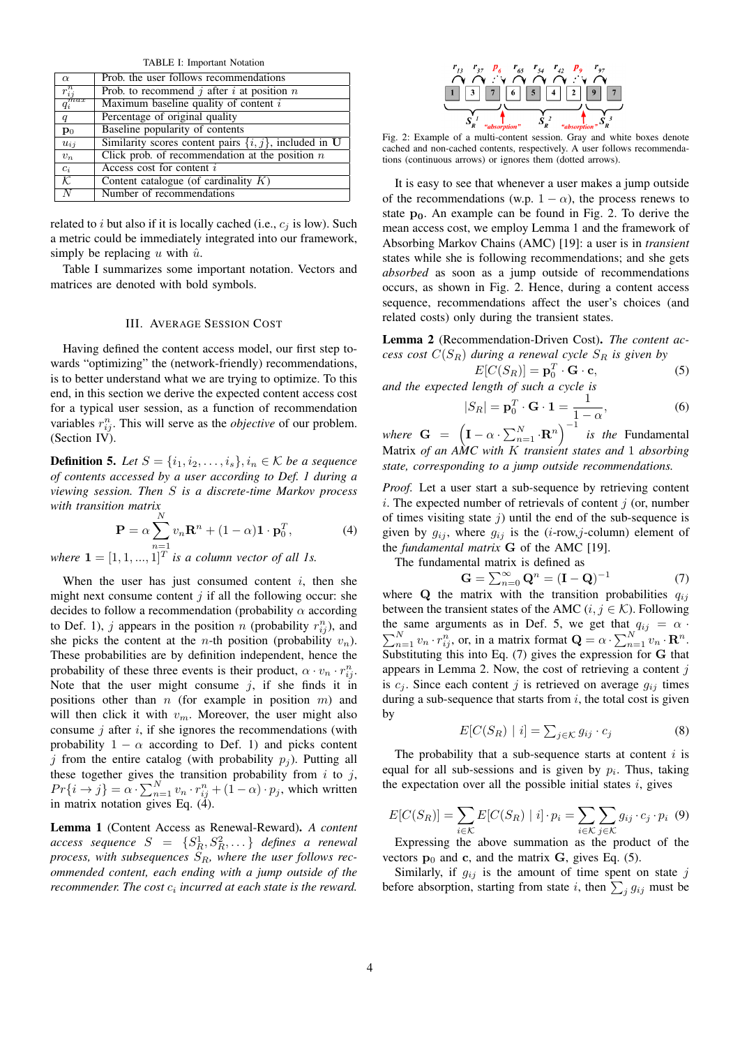TABLE I: Important Notation

| | |
|---|---|
| $\alpha$ | Prob. the user follows recommendations |
| $r_{ij}^n$ | Prob. to recommend $j$ after $i$ at position $n$ |
| $q_i^{max}$ | Maximum baseline quality of content $i$ |
| $q$ | Percentage of original quality |
| $\mathbf{p}_0$ | Baseline popularity of contents |
| $u_{ij}$ | Similarity scores content pairs $\{i, j\}$, included in $\mathbf{U}$ |
| $v_n$ | Click prob. of recommendation at the position $n$ |
| $c_i$ | Access cost for content $i$ |
| $\mathcal{K}$ | Content catalogue (of cardinality $K$) |
| $N$ | Number of recommendations |

related to $i$ but also if it is locally cached (i.e., $c_j$ is low). Such a metric could be immediately integrated into our framework, simply be replacing $u$ with $\hat{u}$.

Table I summarizes some important notation. Vectors and matrices are denoted with bold symbols.

## III. Average Session Cost

Having defined the content access model, our first step towards "optimizing" the (network-friendly) recommendations, is to better understand what we are trying to optimize. To this end, in this section we derive the expected content access cost for a typical user session, as a function of recommendation variables $r_{ij}^n$. This will serve as the *objective* of our problem. (Section IV).

**Definition 5.** *Let $S = \{i_1, i_2, \ldots, i_s\}, i_n \in \mathcal{K}$ be a sequence of contents accessed by a user according to Def. 1 during a viewing session. Then $S$ is a discrete-time Markov process with transition matrix*

$$\mathbf{P} = \alpha \sum_{n=1}^{N} v_n \mathbf{R}^n + (1-\alpha)\mathbf{1} \cdot \mathbf{p}_0^T, \tag{4}$$

*where $\mathbf{1} = [1, 1, ..., 1]^T$ is a column vector of all 1s.*

When the user has just consumed content $i$, then she might next consume content $j$ if all the following occur: she decides to follow a recommendation (probability $\alpha$ according to Def. 1), $j$ appears in the position $n$ (probability $r_{ij}^n$), and she picks the content at the $n$-th position (probability $v_n$). These probabilities are by definition independent, hence the probability of these three events is their product, $\alpha \cdot v_n \cdot r_{ij}^n$. Note that the user might consume $j$, if she finds it in positions other than $n$ (for example in position $m$) and will then click it with $v_m$. Moreover, the user might also consume $j$ after $i$, if she ignores the recommendations (with probability $1-\alpha$ according to Def. 1) and picks content $j$ from the entire catalog (with probability $p_j$). Putting all these together gives the transition probability from $i$ to $j$, $Pr\{i \to j\} = \alpha \cdot \sum_{n=1}^{N} v_n \cdot r_{ij}^n + (1-\alpha) \cdot p_j$, which written in matrix notation gives Eq. (4).

**Lemma 1** (Content Access as Renewal-Reward)**.** *A content access sequence $S = \{S_R^1, S_R^2, \ldots\}$ defines a renewal process, with subsequences $S_R$, where the user follows recommended content, each ending with a jump outside of the recommender. The cost $c_i$ incurred at each state is the reward.*

Fig. 2: Example of a multi-content session. Gray and white boxes denote cached and non-cached contents, respectively. A user follows recommendations (continuous arrows) or ignores them (dotted arrows).

It is easy to see that whenever a user makes a jump outside of the recommendations (w.p. $1-\alpha$), the process renews to state $\mathbf{p_0}$. An example can be found in Fig. 2. To derive the mean access cost, we employ Lemma 1 and the framework of Absorbing Markov Chains (AMC) [19]: a user is in *transient* states while she is following recommendations; and she gets *absorbed* as soon as a jump outside of recommendations occurs, as shown in Fig. 2. Hence, during a content access sequence, recommendations affect the user's choices (and related costs) only during the transient states.

**Lemma 2** (Recommendation-Driven Cost)**.** *The content access cost $C(S_R)$ during a renewal cycle $S_R$ is given by*

$$E[C(S_R)] = \mathbf{p}_0^T \cdot \mathbf{G} \cdot \mathbf{c}, \tag{5}$$

*and the expected length of such a cycle is*

$$|S_R| = \mathbf{p}_0^T \cdot \mathbf{G} \cdot \mathbf{1} = \frac{1}{1-\alpha}, \tag{6}$$

*where $\mathbf{G} = \left(\mathbf{I} - \alpha \cdot \sum_{n=1}^{N} \mathbf{R}^n\right)^{-1}$ is the* Fundamental Matrix *of an AMC with $K$ transient states and 1 absorbing state, corresponding to a jump outside recommendations.*

*Proof.* Let a user start a sub-sequence by retrieving content $i$. The expected number of retrievals of content $j$ (or, number of times visiting state $j$) until the end of the sub-sequence is given by $g_{ij}$, where $g_{ij}$ is the ($i$-row,$j$-column) element of the *fundamental matrix* $\mathbf{G}$ of the AMC [19].

The fundamental matrix is defined as

$$\mathbf{G} = \sum_{n=0}^{\infty} \mathbf{Q}^n = (\mathbf{I} - \mathbf{Q})^{-1} \tag{7}$$

where $\mathbf{Q}$ the matrix with the transition probabilities $q_{ij}$ between the transient states of the AMC ($i, j \in \mathcal{K}$). Following the same arguments as in Def. 5, we get that $q_{ij} = \alpha \cdot \sum_{n=1}^{N} v_n \cdot r_{ij}^n$, or, in a matrix format $\mathbf{Q} = \alpha \cdot \sum_{n=1}^{N} v_n \cdot \mathbf{R}^n$. Substituting this into Eq. (7) gives the expression for $\mathbf{G}$ that appears in Lemma 2. Now, the cost of retrieving a content $j$ is $c_j$. Since each content $j$ is retrieved on average $g_{ij}$ times during a sub-sequence that starts from $i$, the total cost is given by

$$E[C(S_R) \mid i] = \sum_{j \in \mathcal{K}} g_{ij} \cdot c_j \tag{8}$$

The probability that a sub-sequence starts at content $i$ is equal for all sub-sessions and is given by $p_i$. Thus, taking the expectation over all the possible initial states $i$, gives

$$E[C(S_R)] = \sum_{i \in \mathcal{K}} E[C(S_R) \mid i] \cdot p_i = \sum_{i \in \mathcal{K}} \sum_{j \in \mathcal{K}} g_{ij} \cdot c_j \cdot p_i \tag{9}$$

Expressing the above summation as the product of the vectors $\mathbf{p}_0$ and $\mathbf{c}$, and the matrix $\mathbf{G}$, gives Eq. (5).

Similarly, if $g_{ij}$ is the amount of time spent on state $j$ before absorption, starting from state $i$, then $\sum_j g_{ij}$ must be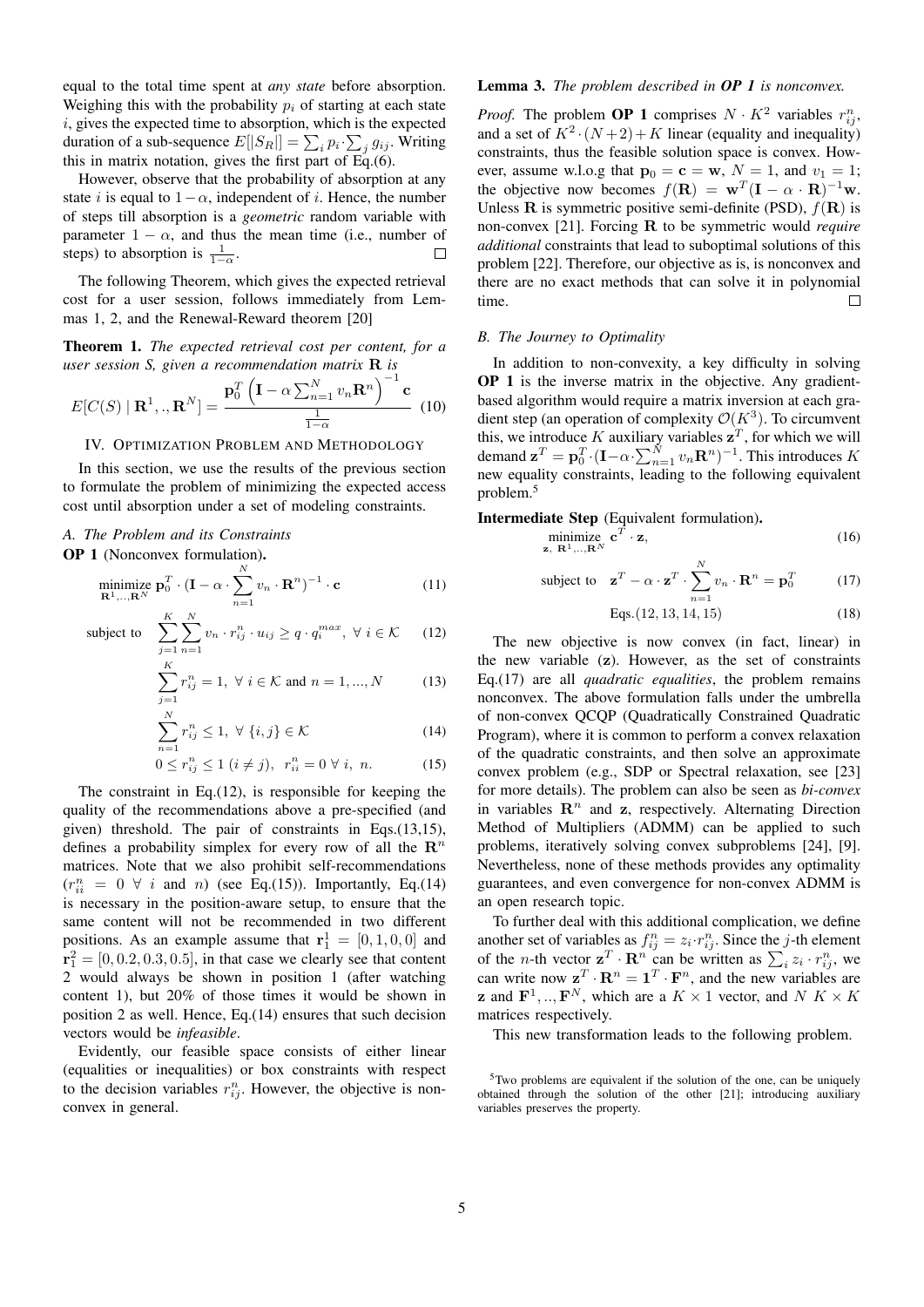equal to the total time spent at *any state* before absorption. Weighing this with the probability $p_i$ of starting at each state $i$, gives the expected time to absorption, which is the expected duration of a sub-sequence $E[|S_R|] = \sum_i p_i \cdot \sum_j g_{ij}$. Writing this in matrix notation, gives the first part of Eq.(6).

However, observe that the probability of absorption at any state $i$ is equal to $1-\alpha$, independent of $i$. Hence, the number of steps till absorption is a *geometric* random variable with parameter $1-\alpha$, and thus the mean time (i.e., number of steps) to absorption is $\frac{1}{1-\alpha}$. □

The following Theorem, which gives the expected retrieval cost for a user session, follows immediately from Lemmas 1, 2, and the Renewal-Reward theorem [20]

**Theorem 1.** *The expected retrieval cost per content, for a user session S, given a recommendation matrix* $\mathbf{R}$ *is*

$$E[C(S) \mid \mathbf{R}^1, ., \mathbf{R}^N] = \frac{\mathbf{p}_0^T \left(\mathbf{I} - \alpha \sum_{n=1}^{N} v_n \mathbf{R}^n\right)^{-1} \mathbf{c}}{\frac{1}{1-\alpha}} \quad (10)$$

## IV. Optimization Problem and Methodology

In this section, we use the results of the previous section to formulate the problem of minimizing the expected access cost until absorption under a set of modeling constraints.

### A. The Problem and its Constraints

**OP 1** (Nonconvex formulation)**.**

$$\underset{\mathbf{R}^1,..,\mathbf{R}^N}{\text{minimize}} \ \mathbf{p}_0^T \cdot (\mathbf{I} - \alpha \cdot \sum_{n=1}^{N} v_n \cdot \mathbf{R}^n)^{-1} \cdot \mathbf{c} \quad (11)$$

$$\text{subject to} \quad \sum_{j=1}^{K} \sum_{n=1}^{N} v_n \cdot r_{ij}^n \cdot u_{ij} \geq q \cdot q_i^{max}, \ \forall \ i \in \mathcal{K} \quad (12)$$

$$\sum_{j=1}^{K} r_{ij}^n = 1, \ \forall \ i \in \mathcal{K} \text{ and } n = 1, ..., N \quad (13)$$

$$\sum_{n=1}^{N} r_{ij}^n \leq 1, \ \forall \ \{i, j\} \in \mathcal{K} \quad (14)$$

$$0 \leq r_{ij}^n \leq 1 \ (i \neq j), \ \ r_{ii}^n = 0 \ \forall \ i, \ n. \quad (15)$$

The constraint in Eq.(12), is responsible for keeping the quality of the recommendations above a pre-specified (and given) threshold. The pair of constraints in Eqs.(13,15), defines a probability simplex for every row of all the $\mathbf{R}^n$ matrices. Note that we also prohibit self-recommendations ($r_{ii}^n = 0 \ \forall \ i$ and $n$) (see Eq.(15)). Importantly, Eq.(14) is necessary in the position-aware setup, to ensure that the same content will not be recommended in two different positions. As an example assume that $\mathbf{r}_1^1 = [0, 1, 0, 0]$ and $\mathbf{r}_1^2 = [0, 0.2, 0.3, 0.5]$, in that case we clearly see that content 2 would always be shown in position 1 (after watching content 1), but 20% of those times it would be shown in position 2 as well. Hence, Eq.(14) ensures that such decision vectors would be *infeasible*.

Evidently, our feasible space consists of either linear (equalities or inequalities) or box constraints with respect to the decision variables $r_{ij}^n$. However, the objective is nonconvex in general.

**Lemma 3.** *The problem described in* ***OP 1*** *is nonconvex.*

*Proof.* The problem **OP 1** comprises $N \cdot K^2$ variables $r_{ij}^n$, and a set of $K^2 \cdot (N+2) + K$ linear (equality and inequality) constraints, thus the feasible solution space is convex. However, assume w.l.o.g that $\mathbf{p}_0 = \mathbf{c} = \mathbf{w}$, $N = 1$, and $v_1 = 1$; the objective now becomes $f(\mathbf{R}) = \mathbf{w}^T(\mathbf{I} - \alpha \cdot \mathbf{R})^{-1}\mathbf{w}$. Unless $\mathbf{R}$ is symmetric positive semi-definite (PSD), $f(\mathbf{R})$ is non-convex [21]. Forcing $\mathbf{R}$ to be symmetric would *require additional* constraints that lead to suboptimal solutions of this problem [22]. Therefore, our objective as is, is nonconvex and there are no exact methods that can solve it in polynomial time. □

### B. The Journey to Optimality

In addition to non-convexity, a key difficulty in solving **OP 1** is the inverse matrix in the objective. Any gradient-based algorithm would require a matrix inversion at each gradient step (an operation of complexity $\mathcal{O}(K^3)$. To circumvent this, we introduce $K$ auxiliary variables $\mathbf{z}^T$, for which we will demand $\mathbf{z}^T = \mathbf{p}_0^T \cdot (\mathbf{I} - \alpha \cdot \sum_{n=1}^{N} v_n \mathbf{R}^n)^{-1}$. This introduces $K$ new equality constraints, leading to the following equivalent problem.[5]

**Intermediate Step** (Equivalent formulation)**.**

$$\underset{\mathbf{z}, \ \mathbf{R}^1,..,\mathbf{R}^N}{\text{minimize}} \ \mathbf{c}^T \cdot \mathbf{z}, \quad (16)$$

$$\text{subject to} \quad \mathbf{z}^T - \alpha \cdot \mathbf{z}^T \cdot \sum_{n=1}^{N} v_n \cdot \mathbf{R}^n = \mathbf{p}_0^T \quad (17)$$

$$\text{Eqs.}(12, 13, 14, 15) \quad (18)$$

The new objective is now convex (in fact, linear) in the new variable ($\mathbf{z}$). However, as the set of constraints Eq.(17) are all *quadratic equalities*, the problem remains nonconvex. The above formulation falls under the umbrella of non-convex QCQP (Quadratically Constrained Quadratic Program), where it is common to perform a convex relaxation of the quadratic constraints, and then solve an approximate convex problem (e.g., SDP or Spectral relaxation, see [23] for more details). The problem can also be seen as *bi-convex* in variables $\mathbf{R}^n$ and $\mathbf{z}$, respectively. Alternating Direction Method of Multipliers (ADMM) can be applied to such problems, iteratively solving convex subproblems [24], [9]. Nevertheless, none of these methods provides any optimality guarantees, and even convergence for non-convex ADMM is an open research topic.

To further deal with this additional complication, we define another set of variables as $f_{ij}^n = z_i \cdot r_{ij}^n$. Since the $j$-th element of the $n$-th vector $\mathbf{z}^T \cdot \mathbf{R}^n$ can be written as $\sum_i z_i \cdot r_{ij}^n$, we can write now $\mathbf{z}^T \cdot \mathbf{R}^n = \mathbf{1}^T \cdot \mathbf{F}^n$, and the new variables are $\mathbf{z}$ and $\mathbf{F}^1, .., \mathbf{F}^N$, which are a $K \times 1$ vector, and $N$ $K \times K$ matrices respectively.

This new transformation leads to the following problem.

[5] Two problems are equivalent if the solution of the one, can be uniquely obtained through the solution of the other [21]; introducing auxiliary variables preserves the property.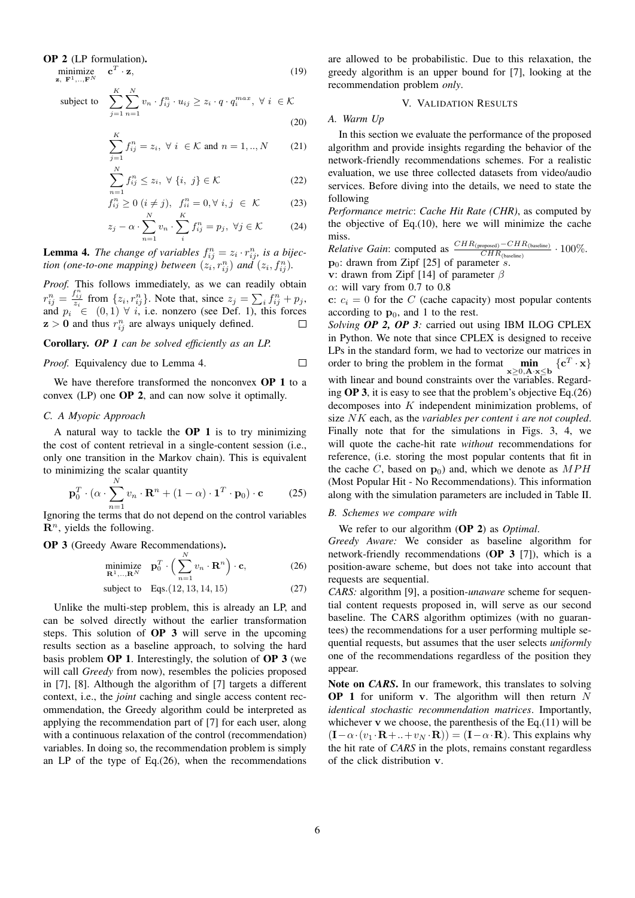**OP 2** (LP formulation)**.**

$$\underset{\mathbf{z},\ \mathbf{F}^1,..,\mathbf{F}^N}{\text{minimize}} \quad \mathbf{c}^T \cdot \mathbf{z}, \tag{19}$$

$$\text{subject to} \quad \sum_{j=1}^{K}\sum_{n=1}^{N} v_n \cdot f_{ij}^n \cdot u_{ij} \geq z_i \cdot q \cdot q_i^{max},\ \forall\ i\ \in \mathcal{K} \tag{20}$$

$$\sum_{j=1}^{K} f_{ij}^n = z_i,\ \forall\ i\ \in \mathcal{K} \text{ and } n = 1,..,N \tag{21}$$

$$\sum_{n=1}^{N} f_{ij}^n \leq z_i,\ \forall\ \{i,\ j\} \in \mathcal{K} \tag{22}$$

$$f_{ij}^n \geq 0\ (i \neq j),\quad f_{ii}^n = 0, \forall\ i,j\ \in\ \mathcal{K} \tag{23}$$

$$z_j - \alpha \cdot \sum_{n=1}^{N} v_n \cdot \sum_{i}^{K} f_{ij}^n = p_j,\ \forall j \in \mathcal{K} \tag{24}$$

**Lemma 4.** *The change of variables $f_{ij}^n = z_i \cdot r_{ij}^n$, is a bijection (one-to-one mapping) between $(z_i, r_{ij}^n)$ and $(z_i, f_{ij}^n)$.*

*Proof.* This follows immediately, as we can readily obtain $r_{ij}^n = \frac{f_{ij}^n}{z_i}$ from $\{z_i, r_{ij}^n\}$. Note that, since $z_j = \sum_i f_{ij}^n + p_j$, and $p_i \in (0, 1)\ \forall\ i$, i.e. nonzero (see Def. 1), this forces $\mathbf{z} > \mathbf{0}$ and thus $r_{ij}^n$ are always uniquely defined. □

**Corollary.** ***OP 1** can be solved efficiently as an LP.*

*Proof.* Equivalency due to Lemma 4. □

We have therefore transformed the nonconvex **OP 1** to a convex (LP) one **OP 2**, and can now solve it optimally.

### *C. A Myopic Approach*

A natural way to tackle the **OP 1** is to try minimizing the cost of content retrieval in a single-content session (i.e., only one transition in the Markov chain). This is equivalent to minimizing the scalar quantity

$$\mathbf{p}_0^T \cdot (\alpha \cdot \sum_{n=1}^{N} v_n \cdot \mathbf{R}^n + (1-\alpha) \cdot \mathbf{1}^T \cdot \mathbf{p}_0) \cdot \mathbf{c} \tag{25}$$

Ignoring the terms that do not depend on the control variables $\mathbf{R}^n$, yields the following.

**OP 3** (Greedy Aware Recommendations)**.**

$$\underset{\mathbf{R}^1,..,\mathbf{R}^N}{\text{minimize}} \quad \mathbf{p}_0^T \cdot \Big(\sum_{n=1}^{N} v_n \cdot \mathbf{R}^n\Big) \cdot \mathbf{c}, \tag{26}$$

$$\text{subject to} \quad \text{Eqs.}(12, 13, 14, 15) \tag{27}$$

Unlike the multi-step problem, this is already an LP, and can be solved directly without the earlier transformation steps. This solution of **OP 3** will serve in the upcoming results section as a baseline approach, to solving the hard basis problem **OP 1**. Interestingly, the solution of **OP 3** (we will call *Greedy* from now), resembles the policies proposed in [7], [8]. Although the algorithm of [7] targets a different context, i.e., the *joint* caching and single access content recommendation, the Greedy algorithm could be interpreted as applying the recommendation part of [7] for each user, along with a continuous relaxation of the control (recommendation) variables. In doing so, the recommendation problem is simply an LP of the type of Eq.(26), when the recommendations are allowed to be probabilistic. Due to this relaxation, the greedy algorithm is an upper bound for [7], looking at the recommendation problem *only*.

## V. Validation Results

### *A. Warm Up*

In this section we evaluate the performance of the proposed algorithm and provide insights regarding the behavior of the network-friendly recommendations schemes. For a realistic evaluation, we use three collected datasets from video/audio services. Before diving into the details, we need to state the following

*Performance metric*: *Cache Hit Rate (CHR)*, as computed by the objective of Eq.(10), here we will minimize the cache miss.

*Relative Gain*: computed as $\frac{CHR_{(\text{proposed})} - CHR_{(\text{baseline})}}{CHR_{(\text{baseline})}} \cdot 100\%$.

$\mathbf{p}_0$: drawn from Zipf [25] of parameter $s$.

$\mathbf{v}$: drawn from Zipf [14] of parameter $\beta$

$\alpha$: will vary from 0.7 to 0.8

$\mathbf{c}$: $c_i = 0$ for the $C$ (cache capacity) most popular contents according to $\mathbf{p}_0$, and 1 to the rest.

*Solving **OP 2, OP 3**:* carried out using IBM ILOG CPLEX in Python. We note that since CPLEX is designed to receive LPs in the standard form, we had to vectorize our matrices in order to bring the problem in the format $\underset{\mathbf{x} \geq 0, \mathbf{A} \cdot \mathbf{x} \leq \mathbf{b}}{\textbf{min}} \{\mathbf{c}^T \cdot \mathbf{x}\}$ with linear and bound constraints over the variables. Regarding **OP 3**, it is easy to see that the problem's objective Eq.(26) decomposes into $K$ independent minimization problems, of size $NK$ each, as the *variables per content $i$ are not coupled*. Finally note that for the simulations in Figs. 3, 4, we will quote the cache-hit rate *without* recommendations for reference, (i.e. storing the most popular contents that fit in the cache $C$, based on $\mathbf{p}_0$) and, which we denote as $MPH$ (Most Popular Hit - No Recommendations). This information along with the simulation parameters are included in Table II.

### *B. Schemes we compare with*

We refer to our algorithm (**OP 2**) as *Optimal*.

*Greedy Aware:* We consider as baseline algorithm for network-friendly recommendations (**OP 3** [7]), which is a position-aware scheme, but does not take into account that requests are sequential.

*CARS:* algorithm [9], a position-*unaware* scheme for sequential content requests proposed in, will serve as our second baseline. The CARS algorithm optimizes (with no guarantees) the recommendations for a user performing multiple sequential requests, but assumes that the user selects *uniformly* one of the recommendations regardless of the position they appear.

**Note on *CARS*.** In our framework, this translates to solving **OP 1** for uniform $\mathbf{v}$. The algorithm will then return $N$ *identical stochastic recommendation matrices*. Importantly, whichever $\mathbf{v}$ we choose, the parenthesis of the Eq.(11) will be $(\mathbf{I} - \alpha \cdot (v_1 \cdot \mathbf{R} + .. + v_N \cdot \mathbf{R})) = (\mathbf{I} - \alpha \cdot \mathbf{R})$. This explains why the hit rate of *CARS* in the plots, remains constant regardless of the click distribution $\mathbf{v}$.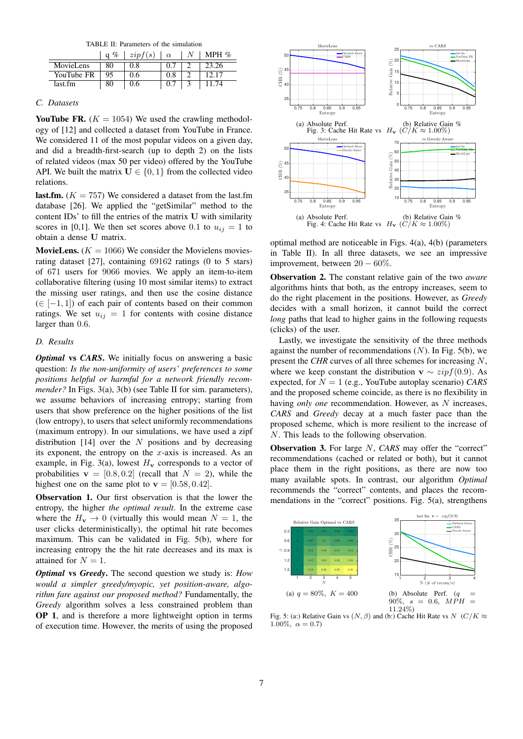TABLE II: Parameters of the simulation

| | q % | $zipf(s)$ | $\alpha$ | $N$ | MPH % |
|---|---|---|---|---|---|
| MovieLens | 80 | 0.8 | 0.7 | 2 | 23.26 |
| YouTube FR | 95 | 0.6 | 0.8 | 2 | 12.17 |
| last.fm | 80 | 0.6 | 0.7 | 3 | 11.74 |

### C. Datasets

**YouTube FR.** ($K = 1054$) We used the crawling methodology of [12] and collected a dataset from YouTube in France. We considered 11 of the most popular videos on a given day, and did a breadth-first-search (up to depth 2) on the lists of related videos (max 50 per video) offered by the YouTube API. We built the matrix $\mathbf{U} \in \{0, 1\}$ from the collected video relations.

**last.fm.** ($K = 757$) We considered a dataset from the last.fm database [26]. We applied the "getSimilar" method to the content IDs' to fill the entries of the matrix $\mathbf{U}$ with similarity scores in [0,1]. We then set scores above 0.1 to $u_{ij} = 1$ to obtain a dense $\mathbf{U}$ matrix.

**MovieLens.** ($K = 1066$) We consider the Movielens movies-rating dataset [27], containing 69162 ratings (0 to 5 stars) of 671 users for 9066 movies. We apply an item-to-item collaborative filtering (using 10 most similar items) to extract the missing user ratings, and then use the cosine distance ($\in [-1, 1]$) of each pair of contents based on their common ratings. We set $u_{ij} = 1$ for contents with cosine distance larger than 0.6.

### D. Results

***Optimal* vs *CARS*.** We initially focus on answering a basic question: *Is the non-uniformity of users' preferences to some positions helpful or harmful for a network friendly recommender?* In Figs. 3(a), 3(b) (see Table II for sim. parameters), we assume behaviors of increasing entropy; starting from users that show preference on the higher positions of the list (low entropy), to users that select uniformly recommendations (maximum entropy). In our simulations, we have used a zipf distribution [14] over the $N$ positions and by decreasing its exponent, the entropy on the $x$-axis is increased. As an example, in Fig. 3(a), lowest $H_{\mathbf{v}}$ corresponds to a vector of probabilities $\mathbf{v} = [0.8, 0.2]$ (recall that $N = 2$), while the highest one on the same plot to $\mathbf{v} = [0.58, 0.42]$.

**Observation 1.** Our first observation is that the lower the entropy, the higher *the optimal result*. In the extreme case where the $H_{\mathbf{v}} \rightarrow 0$ (virtually this would mean $N = 1$, the user clicks deterministically), the optimal hit rate becomes maximum. This can be validated in Fig. 5(b), where for increasing entropy the the hit rate decreases and its max is attained for $N = 1$.

***Optimal* vs *Greedy*.** The second question we study is: *How would a simpler greedy/myopic, yet position-aware, algorithm fare against our proposed method?* Fundamentally, the *Greedy* algorithm solves a less constrained problem than **OP 1**, and is therefore a more lightweight option in terms of execution time. However, the merits of using the proposed optimal method are noticeable in Figs. 4(a), 4(b) (parameters in Table II). In all three datasets, we see an impressive improvement, between $20 - 60\%$.

(a) Absolute Perf. (b) Relative Gain %

Fig. 3: Cache Hit Rate vs $H_{\mathbf{v}}$ ($C/K \approx 1.00\%$)

(a) Absolute Perf. (b) Relative Gain %

Fig. 4: Cache Hit Rate vs $H_{\mathbf{v}}$ ($C/K \approx 1.00\%$)

**Observation 2.** The constant relative gain of the two *aware* algorithms hints that both, as the entropy increases, seem to do the right placement in the positions. However, as *Greedy* decides with a small horizon, it cannot build the correct *long* paths that lead to higher gains in the following requests (clicks) of the user.

Lastly, we investigate the sensitivity of the three methods against the number of recommendations ($N$). In Fig. 5(b), we present the *CHR* curves of all three schemes for increasing $N$, where we keep constant the distribution $\mathbf{v} \sim zipf(0.9)$. As expected, for $N = 1$ (e.g., YouTube autoplay scenario) *CARS* and the proposed scheme coincide, as there is no flexibility in having *only one* recommendation. However, as $N$ increases, *CARS* and *Greedy* decay at a much faster pace than the proposed scheme, which is more resilient to the increase of $N$. This leads to the following observation.

**Observation 3.** For large $N$, *CARS* may offer the "correct" recommendations (cached or related or both), but it cannot place them in the right positions, as there are now too many available spots. In contrast, our algorithm *Optimal* recommends the "correct" contents, and places the recommendations in the "correct" positions. Fig. 5(a), strengthens

(a) $q = 80\%$, $K = 400$ (b) Absolute Perf. ($q = 90\%$, $s = 0.6$, $MPH = 11.24\%$)

Fig. 5: (a:) Relative Gain vs $(N, \beta)$ and (b:) Cache Hit Rate vs $N$ ($C/K \approx 1.00\%$, $\alpha = 0.7$)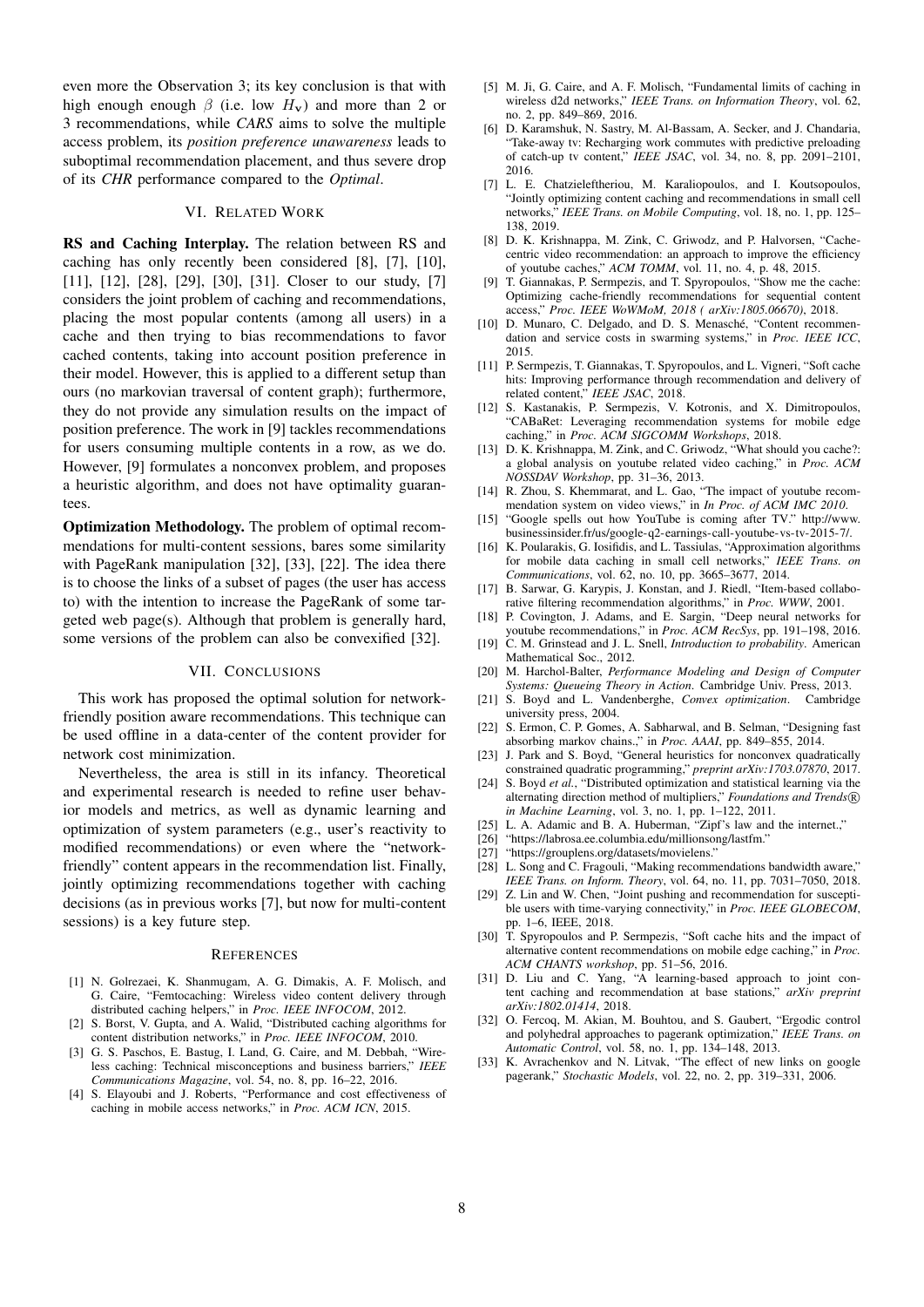even more the Observation 3; its key conclusion is that with high enough enough $\beta$ (i.e. low $H_{\mathbf{v}}$) and more than 2 or 3 recommendations, while *CARS* aims to solve the multiple access problem, its *position preference unawareness* leads to suboptimal recommendation placement, and thus severe drop of its *CHR* performance compared to the *Optimal*.

## VI. Related Work

**RS and Caching Interplay.** The relation between RS and caching has only recently been considered [8], [7], [10], [11], [12], [28], [29], [30], [31]. Closer to our study, [7] considers the joint problem of caching and recommendations, placing the most popular contents (among all users) in a cache and then trying to bias recommendations to favor cached contents, taking into account position preference in their model. However, this is applied to a different setup than ours (no markovian traversal of content graph); furthermore, they do not provide any simulation results on the impact of position preference. The work in [9] tackles recommendations for users consuming multiple contents in a row, as we do. However, [9] formulates a nonconvex problem, and proposes a heuristic algorithm, and does not have optimality guarantees.

**Optimization Methodology.** The problem of optimal recommendations for multi-content sessions, bares some similarity with PageRank manipulation [32], [33], [22]. The idea there is to choose the links of a subset of pages (the user has access to) with the intention to increase the PageRank of some targeted web page(s). Although that problem is generally hard, some versions of the problem can also be convexified [32].

## VII. Conclusions

This work has proposed the optimal solution for network-friendly position aware recommendations. This technique can be used offline in a data-center of the content provider for network cost minimization.

Nevertheless, the area is still in its infancy. Theoretical and experimental research is needed to refine user behavior models and metrics, as well as dynamic learning and optimization of system parameters (e.g., user's reactivity to modified recommendations) or even where the "network-friendly" content appears in the recommendation list. Finally, jointly optimizing recommendations together with caching decisions (as in previous works [7], but now for multi-content sessions) is a key future step.

## References

[1] N. Golrezaei, K. Shanmugam, A. G. Dimakis, A. F. Molisch, and G. Caire, "Femtocaching: Wireless video content delivery through distributed caching helpers," in *Proc. IEEE INFOCOM*, 2012.

[2] S. Borst, V. Gupta, and A. Walid, "Distributed caching algorithms for content distribution networks," in *Proc. IEEE INFOCOM*, 2010.

[3] G. S. Paschos, E. Bastug, I. Land, G. Caire, and M. Debbah, "Wireless caching: Technical misconceptions and business barriers," *IEEE Communications Magazine*, vol. 54, no. 8, pp. 16–22, 2016.

[4] S. Elayoubi and J. Roberts, "Performance and cost effectiveness of caching in mobile access networks," in *Proc. ACM ICN*, 2015.

[5] M. Ji, G. Caire, and A. F. Molisch, "Fundamental limits of caching in wireless d2d networks," *IEEE Trans. on Information Theory*, vol. 62, no. 2, pp. 849–869, 2016.

[6] D. Karamshuk, N. Sastry, M. Al-Bassam, A. Secker, and J. Chandaria, "Take-away tv: Recharging work commutes with predictive preloading of catch-up tv content," *IEEE JSAC*, vol. 34, no. 8, pp. 2091–2101, 2016.

[7] L. E. Chatzieleftheriou, M. Karaliopoulos, and I. Koutsopoulos, "Jointly optimizing content caching and recommendations in small cell networks," *IEEE Trans. on Mobile Computing*, vol. 18, no. 1, pp. 125–138, 2019.

[8] D. K. Krishnappa, M. Zink, C. Griwodz, and P. Halvorsen, "Cache-centric video recommendation: an approach to improve the efficiency of youtube caches," *ACM TOMM*, vol. 11, no. 4, p. 48, 2015.

[9] T. Giannakas, P. Sermpezis, and T. Spyropoulos, "Show me the cache: Optimizing cache-friendly recommendations for sequential content access," *Proc. IEEE WoWMoM, 2018 ( arXiv:1805.06670)*, 2018.

[10] D. Munaro, C. Delgado, and D. S. Menasché, "Content recommendation and service costs in swarming systems," in *Proc. IEEE ICC*, 2015.

[11] P. Sermpezis, T. Giannakas, T. Spyropoulos, and L. Vigneri, "Soft cache hits: Improving performance through recommendation and delivery of related content," *IEEE JSAC*, 2018.

[12] S. Kastanakis, P. Sermpezis, V. Kotronis, and X. Dimitropoulos, "CABaRet: Leveraging recommendation systems for mobile edge caching," in *Proc. ACM SIGCOMM Workshops*, 2018.

[13] D. K. Krishnappa, M. Zink, and C. Griwodz, "What should you cache?: a global analysis on youtube related video caching," in *Proc. ACM NOSSDAV Workshop*, pp. 31–36, 2013.

[14] R. Zhou, S. Khemmarat, and L. Gao, "The impact of youtube recommendation system on video views," in *In Proc. of ACM IMC 2010*.

[15] "Google spells out how YouTube is coming after TV." http://www.businessinsider.fr/us/google-q2-earnings-call-youtube-vs-tv-2015-7/.

[16] K. Poularakis, G. Iosifidis, and L. Tassiulas, "Approximation algorithms for mobile data caching in small cell networks," *IEEE Trans. on Communications*, vol. 62, no. 10, pp. 3665–3677, 2014.

[17] B. Sarwar, G. Karypis, J. Konstan, and J. Riedl, "Item-based collaborative filtering recommendation algorithms," in *Proc. WWW*, 2001.

[18] P. Covington, J. Adams, and E. Sargin, "Deep neural networks for youtube recommendations," in *Proc. ACM RecSys*, pp. 191–198, 2016.

[19] C. M. Grinstead and J. L. Snell, *Introduction to probability*. American Mathematical Soc., 2012.

[20] M. Harchol-Balter, *Performance Modeling and Design of Computer Systems: Queueing Theory in Action*. Cambridge Univ. Press, 2013.

[21] S. Boyd and L. Vandenberghe, *Convex optimization*. Cambridge university press, 2004.

[22] S. Ermon, C. P. Gomes, A. Sabharwal, and B. Selman, "Designing fast absorbing markov chains.," in *Proc. AAAI*, pp. 849–855, 2014.

[23] J. Park and S. Boyd, "General heuristics for nonconvex quadratically constrained quadratic programming," *preprint arXiv:1703.07870*, 2017.

[24] S. Boyd *et al.*, "Distributed optimization and statistical learning via the alternating direction method of multipliers," *Foundations and Trends® in Machine Learning*, vol. 3, no. 1, pp. 1–122, 2011.

[25] L. A. Adamic and B. A. Huberman, "Zipf's law and the internet.,"

[26] "https://labrosa.ee.columbia.edu/millionsong/lastfm."

[27] "https://grouplens.org/datasets/movielens."

[28] L. Song and C. Fragouli, "Making recommendations bandwidth aware," *IEEE Trans. on Inform. Theory*, vol. 64, no. 11, pp. 7031–7050, 2018.

[29] Z. Lin and W. Chen, "Joint pushing and recommendation for susceptible users with time-varying connectivity," in *Proc. IEEE GLOBECOM*, pp. 1–6, IEEE, 2018.

[30] T. Spyropoulos and P. Sermpezis, "Soft cache hits and the impact of alternative content recommendations on mobile edge caching," in *Proc. ACM CHANTS workshop*, pp. 51–56, 2016.

[31] D. Liu and C. Yang, "A learning-based approach to joint content caching and recommendation at base stations," *arXiv preprint arXiv:1802.01414*, 2018.

[32] O. Fercoq, M. Akian, M. Bouhtou, and S. Gaubert, "Ergodic control and polyhedral approaches to pagerank optimization," *IEEE Trans. on Automatic Control*, vol. 58, no. 1, pp. 134–148, 2013.

[33] K. Avrachenkov and N. Litvak, "The effect of new links on google pagerank," *Stochastic Models*, vol. 22, no. 2, pp. 319–331, 2006.